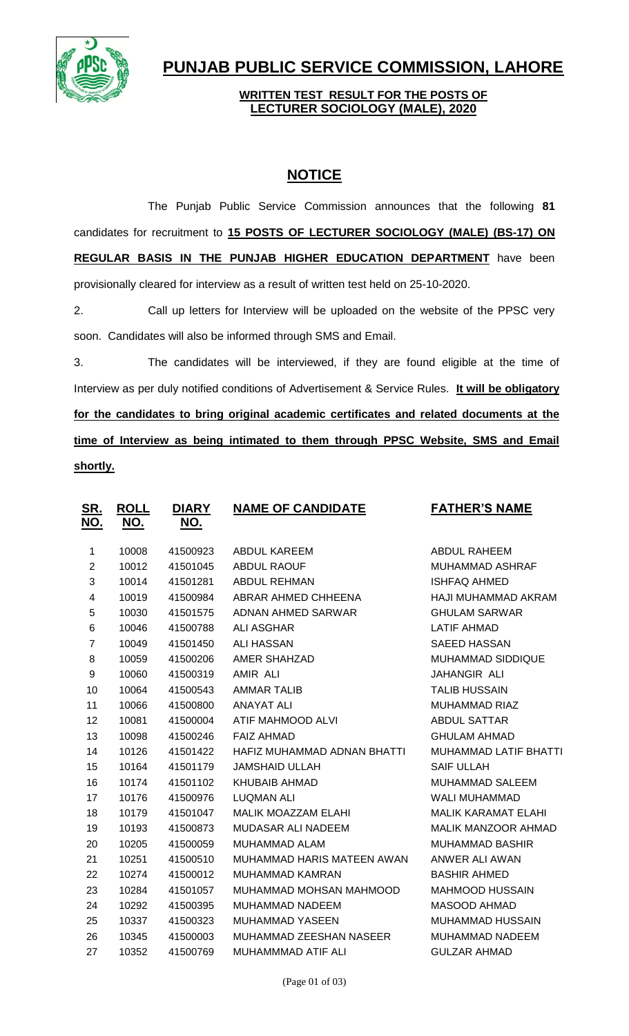# PUNJAB PUBLIC SERVICE COMMISSION, LAHORE

**WRITTEN TEST RESULT FOR THE POSTS OF LECTURER SOCIOLOGY (MALE), 2020**

## NOTICE

The Punjab Public Service Commission announces that the following **81** candidates for recruitment to **15 POSTS OF LECTURER SOCIOLOGY (MALE) (BS-17) ON REGULAR BASIS IN THE PUNJAB HIGHER EDUCATION DEPARTMENT** have been provisionally cleared for interview as a result of written test held on 25-10-2020.

2. Call up letters for Interview will be uploaded on the website of the PPSC very soon. Candidates will also be informed through SMS and Email.

3. The candidates will be interviewed, if they are found eligible at the time of Interview as per duly notified conditions of Advertisement & Service Rules. **It will be obligatory for the candidates to bring original academic certificates and related documents at the time of Interview as being intimated to them through PPSC Website, SMS and Email shortly.**

| SR. NO. | ROLL NO. | DIARY NO. | NAME OF CANDIDATE | FATHER'S NAME |
|---|---|---|---|---|
| 1 | 10008 | 41500923 | ABDUL KAREEM | ABDUL RAHEEM |
| 2 | 10012 | 41501045 | ABDUL RAOUF | MUHAMMAD ASHRAF |
| 3 | 10014 | 41501281 | ABDUL REHMAN | ISHFAQ AHMED |
| 4 | 10019 | 41500984 | ABRAR AHMED CHHEENA | HAJI MUHAMMAD AKRAM |
| 5 | 10030 | 41501575 | ADNAN AHMED SARWAR | GHULAM SARWAR |
| 6 | 10046 | 41500788 | ALI ASGHAR | LATIF AHMAD |
| 7 | 10049 | 41501450 | ALI HASSAN | SAEED HASSAN |
| 8 | 10059 | 41500206 | AMER SHAHZAD | MUHAMMAD SIDDIQUE |
| 9 | 10060 | 41500319 | AMIR ALI | JAHANGIR ALI |
| 10 | 10064 | 41500543 | AMMAR TALIB | TALIB HUSSAIN |
| 11 | 10066 | 41500800 | ANAYAT ALI | MUHAMMAD RIAZ |
| 12 | 10081 | 41500004 | ATIF MAHMOOD ALVI | ABDUL SATTAR |
| 13 | 10098 | 41500246 | FAIZ AHMAD | GHULAM AHMAD |
| 14 | 10126 | 41501422 | HAFIZ MUHAMMAD ADNAN BHATTI | MUHAMMAD LATIF BHATTI |
| 15 | 10164 | 41501179 | JAMSHAID ULLAH | SAIF ULLAH |
| 16 | 10174 | 41501102 | KHUBAIB AHMAD | MUHAMMAD SALEEM |
| 17 | 10176 | 41500976 | LUQMAN ALI | WALI MUHAMMAD |
| 18 | 10179 | 41501047 | MALIK MOAZZAM ELAHI | MALIK KARAMAT ELAHI |
| 19 | 10193 | 41500873 | MUDASAR ALI NADEEM | MALIK MANZOOR AHMAD |
| 20 | 10205 | 41500059 | MUHAMMAD ALAM | MUHAMMAD BASHIR |
| 21 | 10251 | 41500510 | MUHAMMAD HARIS MATEEN AWAN | ANWER ALI AWAN |
| 22 | 10274 | 41500012 | MUHAMMAD KAMRAN | BASHIR AHMED |
| 23 | 10284 | 41501057 | MUHAMMAD MOHSAN MAHMOOD | MAHMOOD HUSSAIN |
| 24 | 10292 | 41500395 | MUHAMMAD NADEEM | MASOOD AHMAD |
| 25 | 10337 | 41500323 | MUHAMMAD YASEEN | MUHAMMAD HUSSAIN |
| 26 | 10345 | 41500003 | MUHAMMAD ZEESHAN NASEER | MUHAMMAD NADEEM |
| 27 | 10352 | 41500769 | MUHAMMMAD ATIF ALI | GULZAR AHMAD |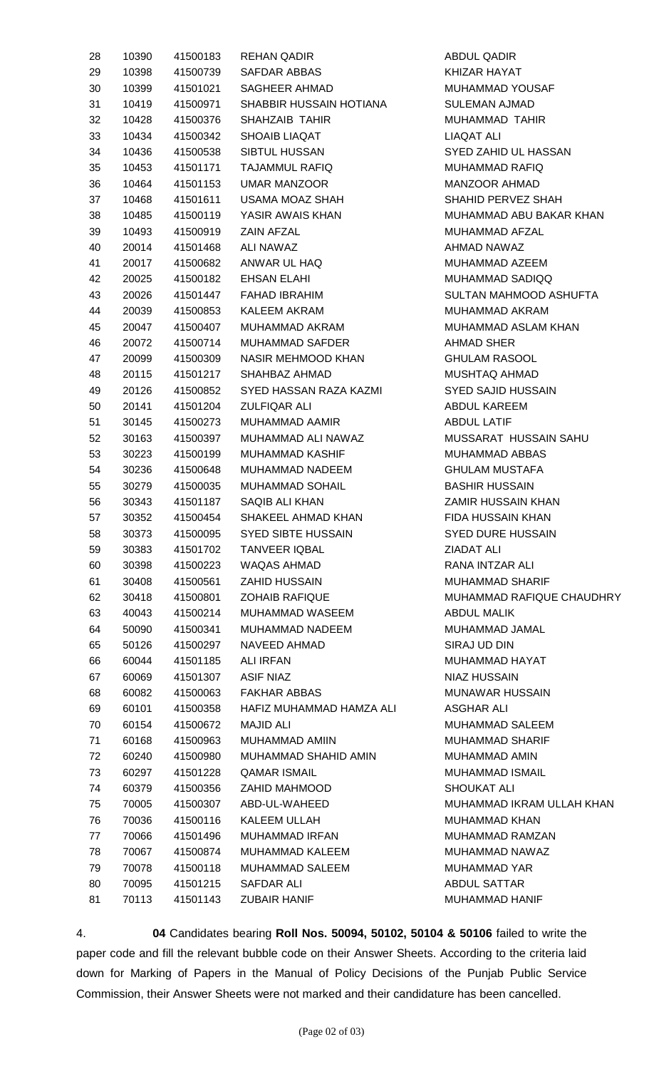| | | | | |
|---|---|---|---|---|
| 28 | 10390 | 41500183 | REHAN QADIR | ABDUL QADIR |
| 29 | 10398 | 41500739 | SAFDAR ABBAS | KHIZAR HAYAT |
| 30 | 10399 | 41501021 | SAGHEER AHMAD | MUHAMMAD YOUSAF |
| 31 | 10419 | 41500971 | SHABBIR HUSSAIN HOTIANA | SULEMAN AJMAD |
| 32 | 10428 | 41500376 | SHAHZAIB TAHIR | MUHAMMAD TAHIR |
| 33 | 10434 | 41500342 | SHOAIB LIAQAT | LIAQAT ALI |
| 34 | 10436 | 41500538 | SIBTUL HUSSAN | SYED ZAHID UL HASSAN |
| 35 | 10453 | 41501171 | TAJAMMUL RAFIQ | MUHAMMAD RAFIQ |
| 36 | 10464 | 41501153 | UMAR MANZOOR | MANZOOR AHMAD |
| 37 | 10468 | 41501611 | USAMA MOAZ SHAH | SHAHID PERVEZ SHAH |
| 38 | 10485 | 41500119 | YASIR AWAIS KHAN | MUHAMMAD ABU BAKAR KHAN |
| 39 | 10493 | 41500919 | ZAIN AFZAL | MUHAMMAD AFZAL |
| 40 | 20014 | 41501468 | ALI NAWAZ | AHMAD NAWAZ |
| 41 | 20017 | 41500682 | ANWAR UL HAQ | MUHAMMAD AZEEM |
| 42 | 20025 | 41500182 | EHSAN ELAHI | MUHAMMAD SADIQQ |
| 43 | 20026 | 41501447 | FAHAD IBRAHIM | SULTAN MAHMOOD ASHUFTA |
| 44 | 20039 | 41500853 | KALEEM AKRAM | MUHAMMAD AKRAM |
| 45 | 20047 | 41500407 | MUHAMMAD AKRAM | MUHAMMAD ASLAM KHAN |
| 46 | 20072 | 41500714 | MUHAMMAD SAFDER | AHMAD SHER |
| 47 | 20099 | 41500309 | NASIR MEHMOOD KHAN | GHULAM RASOOL |
| 48 | 20115 | 41501217 | SHAHBAZ AHMAD | MUSHTAQ AHMAD |
| 49 | 20126 | 41500852 | SYED HASSAN RAZA KAZMI | SYED SAJID HUSSAIN |
| 50 | 20141 | 41501204 | ZULFIQAR ALI | ABDUL KAREEM |
| 51 | 30145 | 41500273 | MUHAMMAD AAMIR | ABDUL LATIF |
| 52 | 30163 | 41500397 | MUHAMMAD ALI NAWAZ | MUSSARAT HUSSAIN SAHU |
| 53 | 30223 | 41500199 | MUHAMMAD KASHIF | MUHAMMAD ABBAS |
| 54 | 30236 | 41500648 | MUHAMMAD NADEEM | GHULAM MUSTAFA |
| 55 | 30279 | 41500035 | MUHAMMAD SOHAIL | BASHIR HUSSAIN |
| 56 | 30343 | 41501187 | SAQIB ALI KHAN | ZAMIR HUSSAIN KHAN |
| 57 | 30352 | 41500454 | SHAKEEL AHMAD KHAN | FIDA HUSSAIN KHAN |
| 58 | 30373 | 41500095 | SYED SIBTE HUSSAIN | SYED DURE HUSSAIN |
| 59 | 30383 | 41501702 | TANVEER IQBAL | ZIADAT ALI |
| 60 | 30398 | 41500223 | WAQAS AHMAD | RANA INTZAR ALI |
| 61 | 30408 | 41500561 | ZAHID HUSSAIN | MUHAMMAD SHARIF |
| 62 | 30418 | 41500801 | ZOHAIB RAFIQUE | MUHAMMAD RAFIQUE CHAUDHRY |
| 63 | 40043 | 41500214 | MUHAMMAD WASEEM | ABDUL MALIK |
| 64 | 50090 | 41500341 | MUHAMMAD NADEEM | MUHAMMAD JAMAL |
| 65 | 50126 | 41500297 | NAVEED AHMAD | SIRAJ UD DIN |
| 66 | 60044 | 41501185 | ALI IRFAN | MUHAMMAD HAYAT |
| 67 | 60069 | 41501307 | ASIF NIAZ | NIAZ HUSSAIN |
| 68 | 60082 | 41500063 | FAKHAR ABBAS | MUNAWAR HUSSAIN |
| 69 | 60101 | 41500358 | HAFIZ MUHAMMAD HAMZA ALI | ASGHAR ALI |
| 70 | 60154 | 41500672 | MAJID ALI | MUHAMMAD SALEEM |
| 71 | 60168 | 41500963 | MUHAMMAD AMIIN | MUHAMMAD SHARIF |
| 72 | 60240 | 41500980 | MUHAMMAD SHAHID AMIN | MUHAMMAD AMIN |
| 73 | 60297 | 41501228 | QAMAR ISMAIL | MUHAMMAD ISMAIL |
| 74 | 60379 | 41500356 | ZAHID MAHMOOD | SHOUKAT ALI |
| 75 | 70005 | 41500307 | ABD-UL-WAHEED | MUHAMMAD IKRAM ULLAH KHAN |
| 76 | 70036 | 41500116 | KALEEM ULLAH | MUHAMMAD KHAN |
| 77 | 70066 | 41501496 | MUHAMMAD IRFAN | MUHAMMAD RAMZAN |
| 78 | 70067 | 41500874 | MUHAMMAD KALEEM | MUHAMMAD NAWAZ |
| 79 | 70078 | 41500118 | MUHAMMAD SALEEM | MUHAMMAD YAR |
| 80 | 70095 | 41501215 | SAFDAR ALI | ABDUL SATTAR |
| 81 | 70113 | 41501143 | ZUBAIR HANIF | MUHAMMAD HANIF |

4. **04** Candidates bearing **Roll Nos. 50094, 50102, 50104 & 50106** failed to write the paper code and fill the relevant bubble code on their Answer Sheets. According to the criteria laid down for Marking of Papers in the Manual of Policy Decisions of the Punjab Public Service Commission, their Answer Sheets were not marked and their candidature has been cancelled.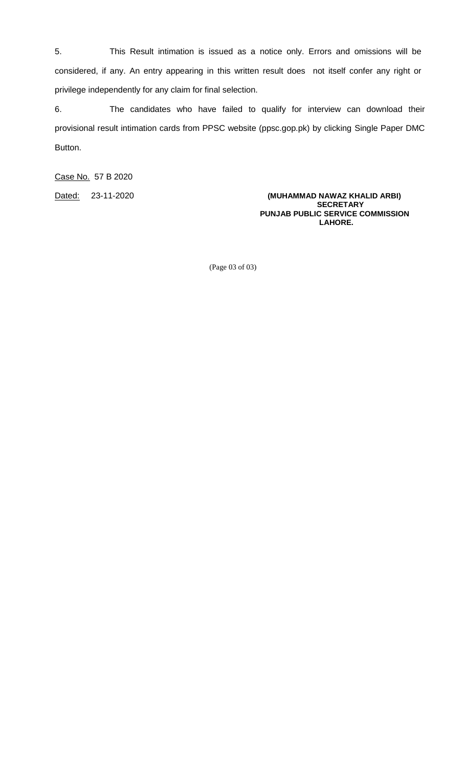5. This Result intimation is issued as a notice only. Errors and omissions will be considered, if any. An entry appearing in this written result does not itself confer any right or privilege independently for any claim for final selection.

6. The candidates who have failed to qualify for interview can download their provisional result intimation cards from PPSC website (ppsc.gop.pk) by clicking Single Paper DMC Button.

Case No. 57 B 2020

Dated: 23-11-2020

**(MUHAMMAD NAWAZ KHALID ARBI)**
**SECRETARY**
**PUNJAB PUBLIC SERVICE COMMISSION**
**LAHORE.**